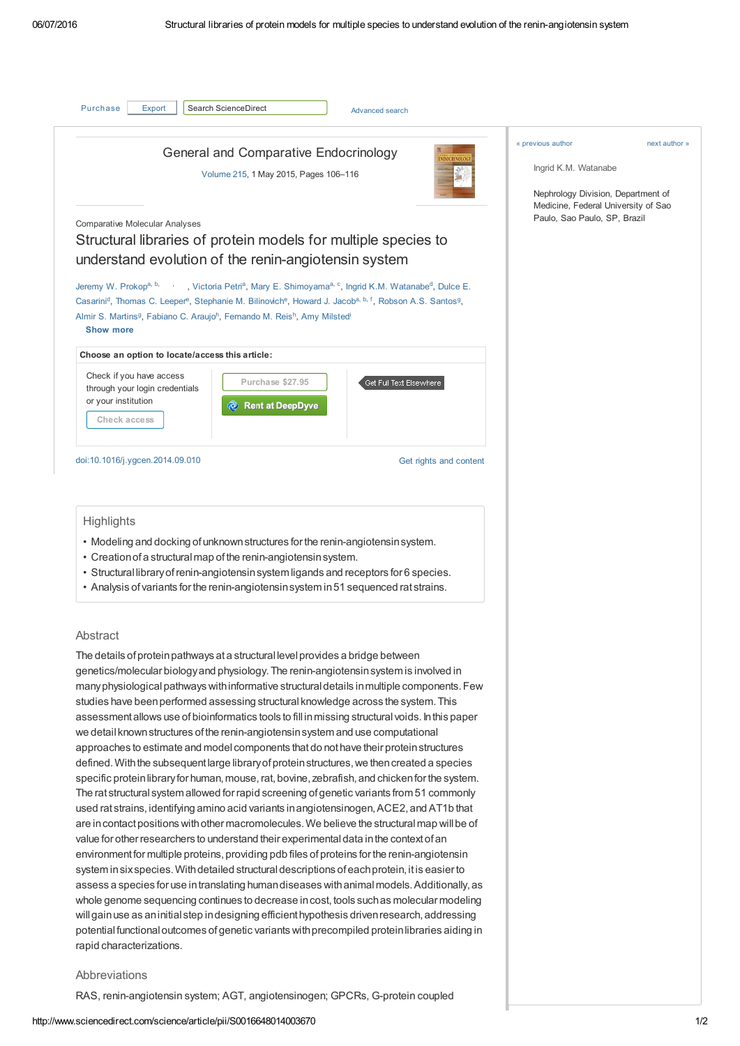General and Comparative Endocrinology

Volume 215, 1 May 2015, Pages 106–116

Comparative Molecular Analyses

# Structural libraries of protein models for multiple species to understand evolution of the renin-angiotensin system

Jeremy W. Prokop[a, b], Victoria Petri[a], Mary E. Shimoyama[a, c], Ingrid K.M. Watanabe[d], Dulce E. Casarini[d], Thomas C. Leeper[e], Stephanie M. Bilinovich[e], Howard J. Jacob[a, b, f], Robson A.S. Santos[g], Almir S. Martins[g], Fabiano C. Araujo[h], Fernando M. Reis[h], Amy Milsted[i]

doi:10.1016/j.ygcen.2014.09.010

Ingrid K.M. Watanabe

Nephrology Division, Department of Medicine, Federal University of Sao Paulo, Sao Paulo, SP, Brazil

## Highlights

- Modeling and docking of unknown structures for the renin-angiotensin system.
- Creation of a structural map of the renin-angiotensin system.
- Structural library of renin-angiotensin system ligands and receptors for 6 species.
- Analysis of variants for the renin-angiotensin system in 51 sequenced rat strains.

## Abstract

The details of protein pathways at a structural level provides a bridge between genetics/molecular biology and physiology. The renin-angiotensin system is involved in many physiological pathways with informative structural details in multiple components. Few studies have been performed assessing structural knowledge across the system. This assessment allows use of bioinformatics tools to fill in missing structural voids. In this paper we detail known structures of the renin-angiotensin system and use computational approaches to estimate and model components that do not have their protein structures defined. With the subsequent large library of protein structures, we then created a species specific protein library for human, mouse, rat, bovine, zebrafish, and chicken for the system. The rat structural system allowed for rapid screening of genetic variants from 51 commonly used rat strains, identifying amino acid variants in angiotensinogen, ACE2, and AT1b that are in contact positions with other macromolecules. We believe the structural map will be of value for other researchers to understand their experimental data in the context of an environment for multiple proteins, providing pdb files of proteins for the renin-angiotensin system in six species. With detailed structural descriptions of each protein, it is easier to assess a species for use in translating human diseases with animal models. Additionally, as whole genome sequencing continues to decrease in cost, tools such as molecular modeling will gain use as an initial step in designing efficient hypothesis driven research, addressing potential functional outcomes of genetic variants with precompiled protein libraries aiding in rapid characterizations.

## Abbreviations

RAS, renin-angiotensin system; AGT, angiotensinogen; GPCRs, G-protein coupled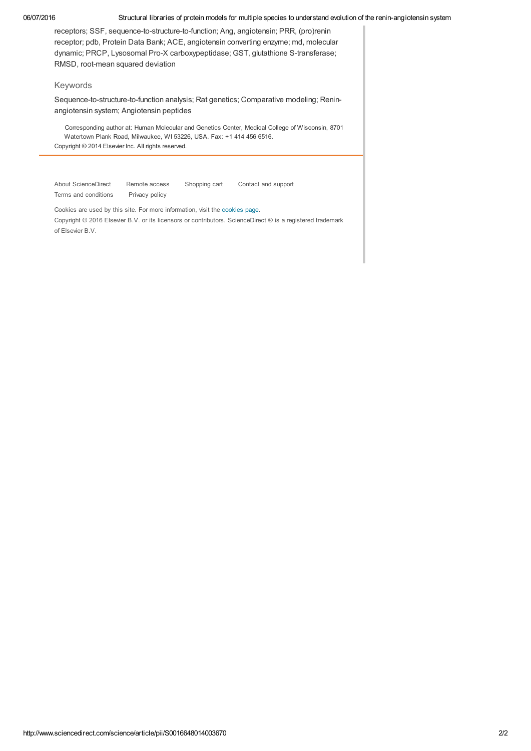receptors; SSF, sequence-to-structure-to-function; Ang, angiotensin; PRR, (pro)renin receptor; pdb, Protein Data Bank; ACE, angiotensin converting enzyme; md, molecular dynamic; PRCP, Lysosomal Pro-X carboxypeptidase; GST, glutathione S-transferase; RMSD, root-mean squared deviation

## Keywords

Sequence-to-structure-to-function analysis; Rat genetics; Comparative modeling; Renin-angiotensin system; Angiotensin peptides

Corresponding author at: Human Molecular and Genetics Center, Medical College of Wisconsin, 8701 Watertown Plank Road, Milwaukee, WI 53226, USA. Fax: +1 414 456 6516.

Copyright © 2014 Elsevier Inc. All rights reserved.

About ScienceDirect | Remote access | Shopping cart | Contact and support | Terms and conditions | Privacy policy

Cookies are used by this site. For more information, visit the cookies page.

Copyright © 2016 Elsevier B.V. or its licensors or contributors. ScienceDirect ® is a registered trademark of Elsevier B.V.